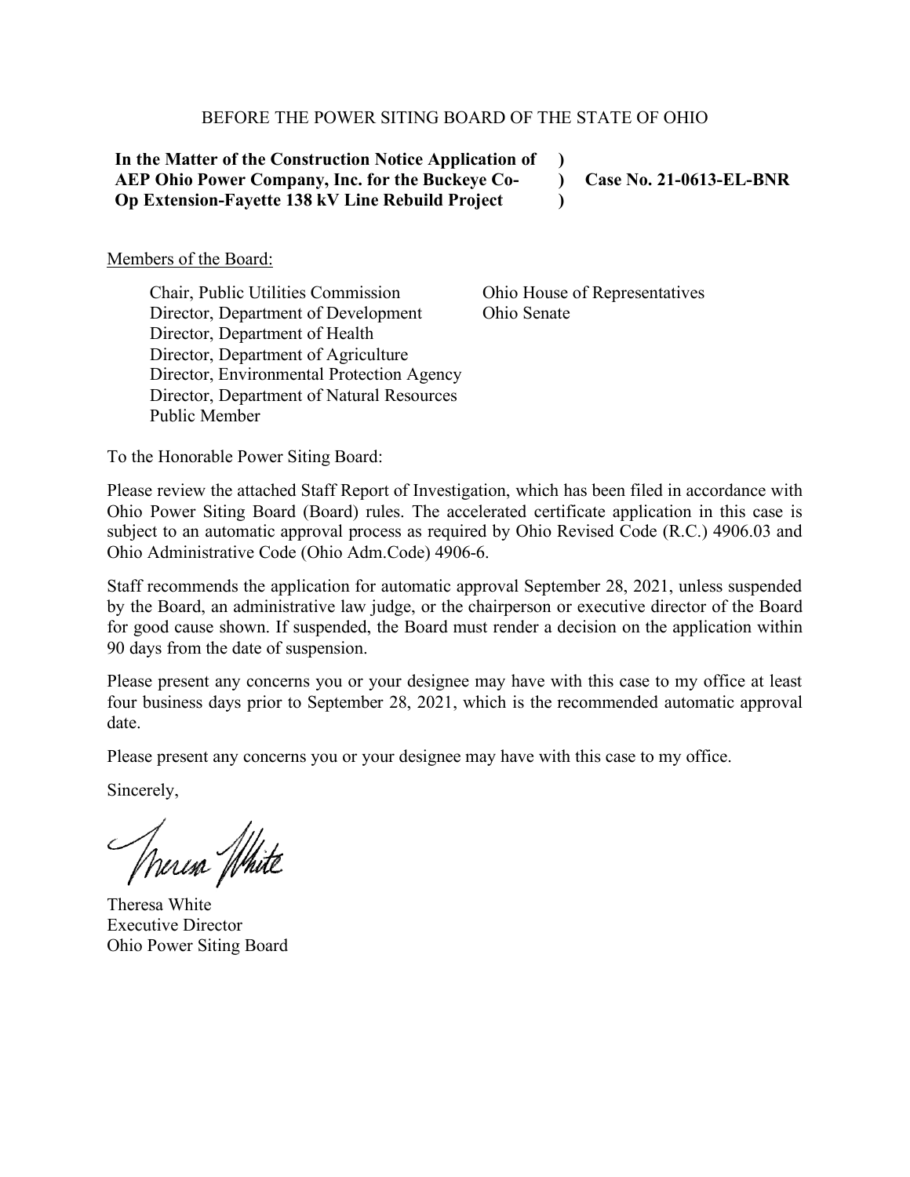BEFORE THE POWER SITING BOARD OF THE STATE OF OHIO

| | | |
|---|---|---|
| **In the Matter of the Construction Notice Application of AEP Ohio Power Company, Inc. for the Buckeye Co-Op Extension-Fayette 138 kV Line Rebuild Project** | ) ) ) | **Case No. 21-0613-EL-BNR** |

Members of the Board:

Chair, Public Utilities Commission
Director, Department of Development
Director, Department of Health
Director, Department of Agriculture
Director, Environmental Protection Agency
Director, Department of Natural Resources
Public Member
Ohio House of Representatives
Ohio Senate

To the Honorable Power Siting Board:

Please review the attached Staff Report of Investigation, which has been filed in accordance with Ohio Power Siting Board (Board) rules. The accelerated certificate application in this case is subject to an automatic approval process as required by Ohio Revised Code (R.C.) 4906.03 and Ohio Administrative Code (Ohio Adm.Code) 4906-6.

Staff recommends the application for automatic approval September 28, 2021, unless suspended by the Board, an administrative law judge, or the chairperson or executive director of the Board for good cause shown. If suspended, the Board must render a decision on the application within 90 days from the date of suspension.

Please present any concerns you or your designee may have with this case to my office at least four business days prior to September 28, 2021, which is the recommended automatic approval date.

Please present any concerns you or your designee may have with this case to my office.

Sincerely,

Theresa White
Executive Director
Ohio Power Siting Board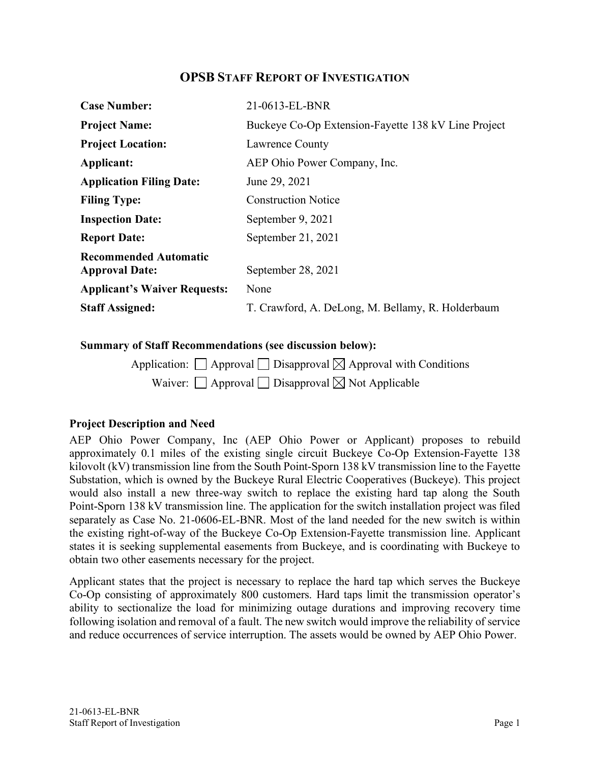# OPSB STAFF REPORT OF INVESTIGATION

| | |
|---|---|
| **Case Number:** | 21-0613-EL-BNR |
| **Project Name:** | Buckeye Co-Op Extension-Fayette 138 kV Line Project |
| **Project Location:** | Lawrence County |
| **Applicant:** | AEP Ohio Power Company, Inc. |
| **Application Filing Date:** | June 29, 2021 |
| **Filing Type:** | Construction Notice |
| **Inspection Date:** | September 9, 2021 |
| **Report Date:** | September 21, 2021 |
| **Recommended Automatic Approval Date:** | September 28, 2021 |
| **Applicant's Waiver Requests:** | None |
| **Staff Assigned:** | T. Crawford, A. DeLong, M. Bellamy, R. Holderbaum |

**Summary of Staff Recommendations (see discussion below):**

Application: ☐ Approval ☐ Disapproval ☒ Approval with Conditions

Waiver: ☐ Approval ☐ Disapproval ☒ Not Applicable

**Project Description and Need**

AEP Ohio Power Company, Inc (AEP Ohio Power or Applicant) proposes to rebuild approximately 0.1 miles of the existing single circuit Buckeye Co-Op Extension-Fayette 138 kilovolt (kV) transmission line from the South Point-Sporn 138 kV transmission line to the Fayette Substation, which is owned by the Buckeye Rural Electric Cooperatives (Buckeye). This project would also install a new three-way switch to replace the existing hard tap along the South Point-Sporn 138 kV transmission line. The application for the switch installation project was filed separately as Case No. 21-0606-EL-BNR. Most of the land needed for the new switch is within the existing right-of-way of the Buckeye Co-Op Extension-Fayette transmission line. Applicant states it is seeking supplemental easements from Buckeye, and is coordinating with Buckeye to obtain two other easements necessary for the project.

Applicant states that the project is necessary to replace the hard tap which serves the Buckeye Co-Op consisting of approximately 800 customers. Hard taps limit the transmission operator's ability to sectionalize the load for minimizing outage durations and improving recovery time following isolation and removal of a fault. The new switch would improve the reliability of service and reduce occurrences of service interruption. The assets would be owned by AEP Ohio Power.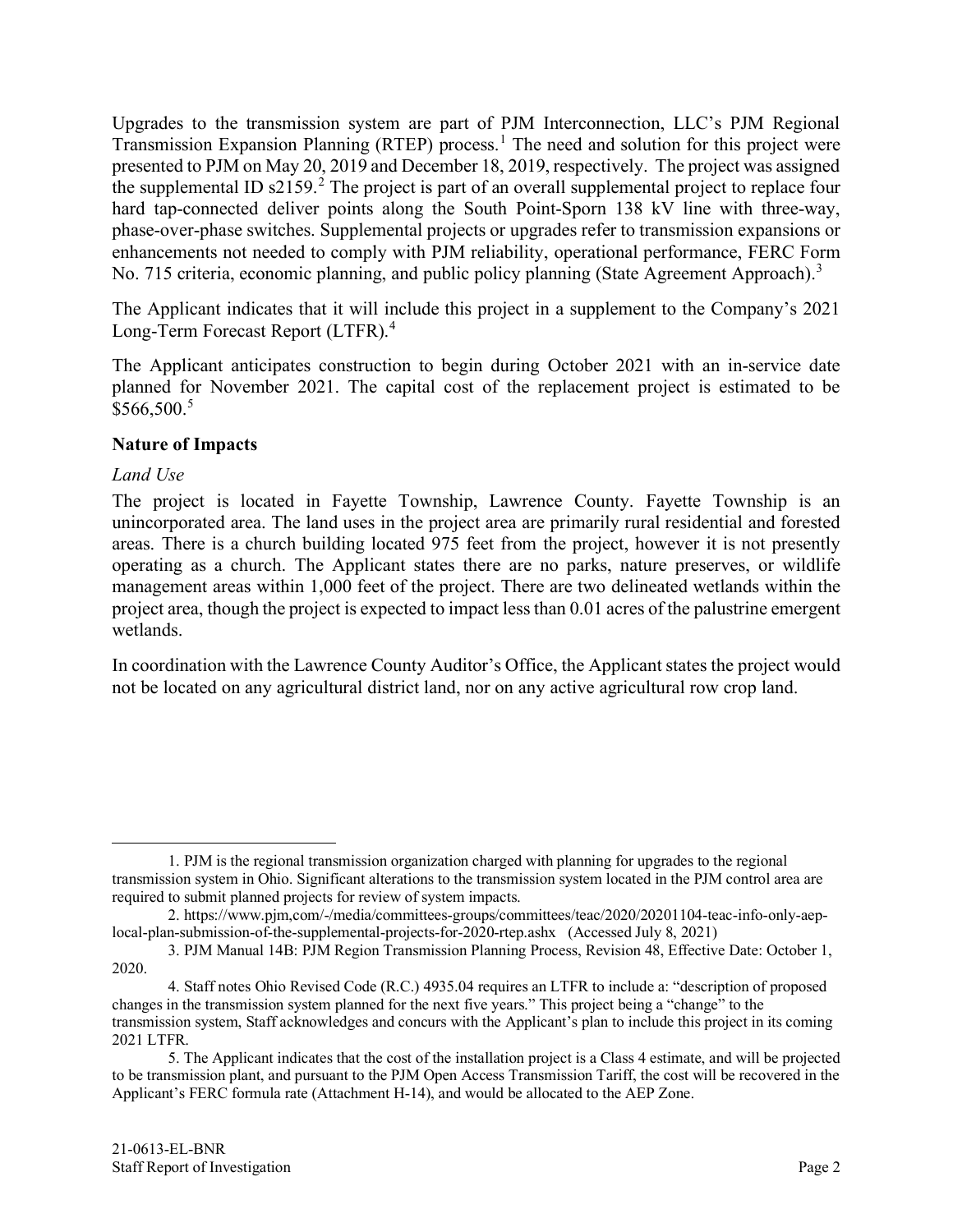Upgrades to the transmission system are part of PJM Interconnection, LLC's PJM Regional Transmission Expansion Planning (RTEP) process.[1] The need and solution for this project were presented to PJM on May 20, 2019 and December 18, 2019, respectively. The project was assigned the supplemental ID s2159.[2] The project is part of an overall supplemental project to replace four hard tap-connected deliver points along the South Point-Sporn 138 kV line with three-way, phase-over-phase switches. Supplemental projects or upgrades refer to transmission expansions or enhancements not needed to comply with PJM reliability, operational performance, FERC Form No. 715 criteria, economic planning, and public policy planning (State Agreement Approach).[3]

The Applicant indicates that it will include this project in a supplement to the Company's 2021 Long-Term Forecast Report (LTFR).[4]

The Applicant anticipates construction to begin during October 2021 with an in-service date planned for November 2021. The capital cost of the replacement project is estimated to be $566,500.[5]

**Nature of Impacts**

*Land Use*

The project is located in Fayette Township, Lawrence County. Fayette Township is an unincorporated area. The land uses in the project area are primarily rural residential and forested areas. There is a church building located 975 feet from the project, however it is not presently operating as a church. The Applicant states there are no parks, nature preserves, or wildlife management areas within 1,000 feet of the project. There are two delineated wetlands within the project area, though the project is expected to impact less than 0.01 acres of the palustrine emergent wetlands.

In coordination with the Lawrence County Auditor's Office, the Applicant states the project would not be located on any agricultural district land, nor on any active agricultural row crop land.

---

1. PJM is the regional transmission organization charged with planning for upgrades to the regional transmission system in Ohio. Significant alterations to the transmission system located in the PJM control area are required to submit planned projects for review of system impacts.

2. https://www.pjm,com/-/media/committees-groups/committees/teac/2020/20201104-teac-info-only-aep-local-plan-submission-of-the-supplemental-projects-for-2020-rtep.ashx (Accessed July 8, 2021)

3. PJM Manual 14B: PJM Region Transmission Planning Process, Revision 48, Effective Date: October 1, 2020.

4. Staff notes Ohio Revised Code (R.C.) 4935.04 requires an LTFR to include a: "description of proposed changes in the transmission system planned for the next five years." This project being a "change" to the transmission system, Staff acknowledges and concurs with the Applicant's plan to include this project in its coming 2021 LTFR.

5. The Applicant indicates that the cost of the installation project is a Class 4 estimate, and will be projected to be transmission plant, and pursuant to the PJM Open Access Transmission Tariff, the cost will be recovered in the Applicant's FERC formula rate (Attachment H-14), and would be allocated to the AEP Zone.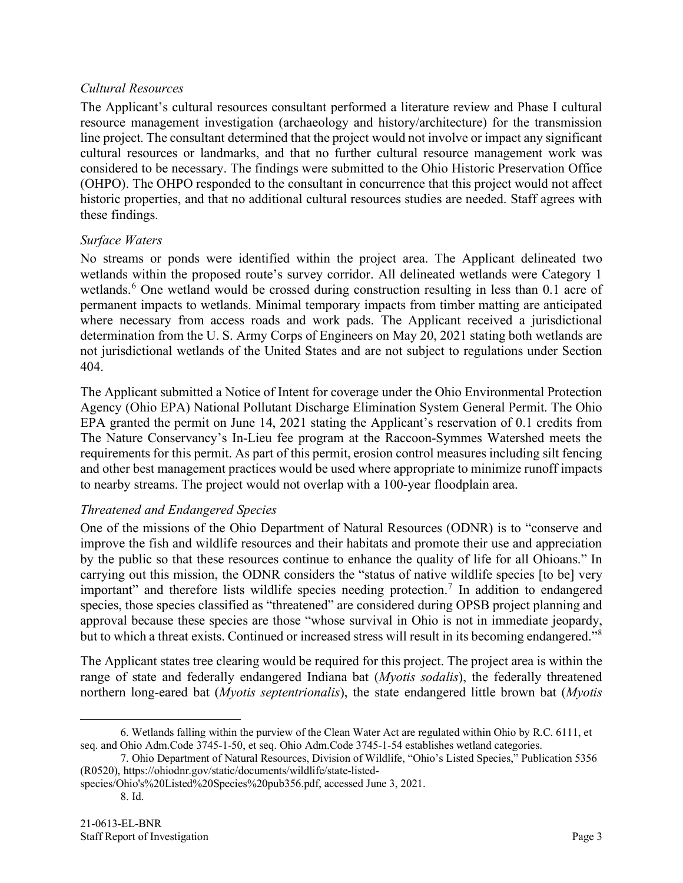*Cultural Resources*

The Applicant's cultural resources consultant performed a literature review and Phase I cultural resource management investigation (archaeology and history/architecture) for the transmission line project. The consultant determined that the project would not involve or impact any significant cultural resources or landmarks, and that no further cultural resource management work was considered to be necessary. The findings were submitted to the Ohio Historic Preservation Office (OHPO). The OHPO responded to the consultant in concurrence that this project would not affect historic properties, and that no additional cultural resources studies are needed. Staff agrees with these findings.

*Surface Waters*

No streams or ponds were identified within the project area. The Applicant delineated two wetlands within the proposed route's survey corridor. All delineated wetlands were Category 1 wetlands.[6] One wetland would be crossed during construction resulting in less than 0.1 acre of permanent impacts to wetlands. Minimal temporary impacts from timber matting are anticipated where necessary from access roads and work pads. The Applicant received a jurisdictional determination from the U. S. Army Corps of Engineers on May 20, 2021 stating both wetlands are not jurisdictional wetlands of the United States and are not subject to regulations under Section 404.

The Applicant submitted a Notice of Intent for coverage under the Ohio Environmental Protection Agency (Ohio EPA) National Pollutant Discharge Elimination System General Permit. The Ohio EPA granted the permit on June 14, 2021 stating the Applicant's reservation of 0.1 credits from The Nature Conservancy's In-Lieu fee program at the Raccoon-Symmes Watershed meets the requirements for this permit. As part of this permit, erosion control measures including silt fencing and other best management practices would be used where appropriate to minimize runoff impacts to nearby streams. The project would not overlap with a 100-year floodplain area.

*Threatened and Endangered Species*

One of the missions of the Ohio Department of Natural Resources (ODNR) is to "conserve and improve the fish and wildlife resources and their habitats and promote their use and appreciation by the public so that these resources continue to enhance the quality of life for all Ohioans." In carrying out this mission, the ODNR considers the "status of native wildlife species [to be] very important" and therefore lists wildlife species needing protection.[7] In addition to endangered species, those species classified as "threatened" are considered during OPSB project planning and approval because these species are those "whose survival in Ohio is not in immediate jeopardy, but to which a threat exists. Continued or increased stress will result in its becoming endangered."[8]

The Applicant states tree clearing would be required for this project. The project area is within the range of state and federally endangered Indiana bat (*Myotis sodalis*), the federally threatened northern long-eared bat (*Myotis septentrionalis*), the state endangered little brown bat (*Myotis*

---

6. Wetlands falling within the purview of the Clean Water Act are regulated within Ohio by R.C. 6111, et seq. and Ohio Adm.Code 3745-1-50, et seq. Ohio Adm.Code 3745-1-54 establishes wetland categories.

7. Ohio Department of Natural Resources, Division of Wildlife, "Ohio's Listed Species," Publication 5356 (R0520), https://ohiodnr.gov/static/documents/wildlife/state-listed-species/Ohio's%20Listed%20Species%20pub356.pdf, accessed June 3, 2021.

8. Id.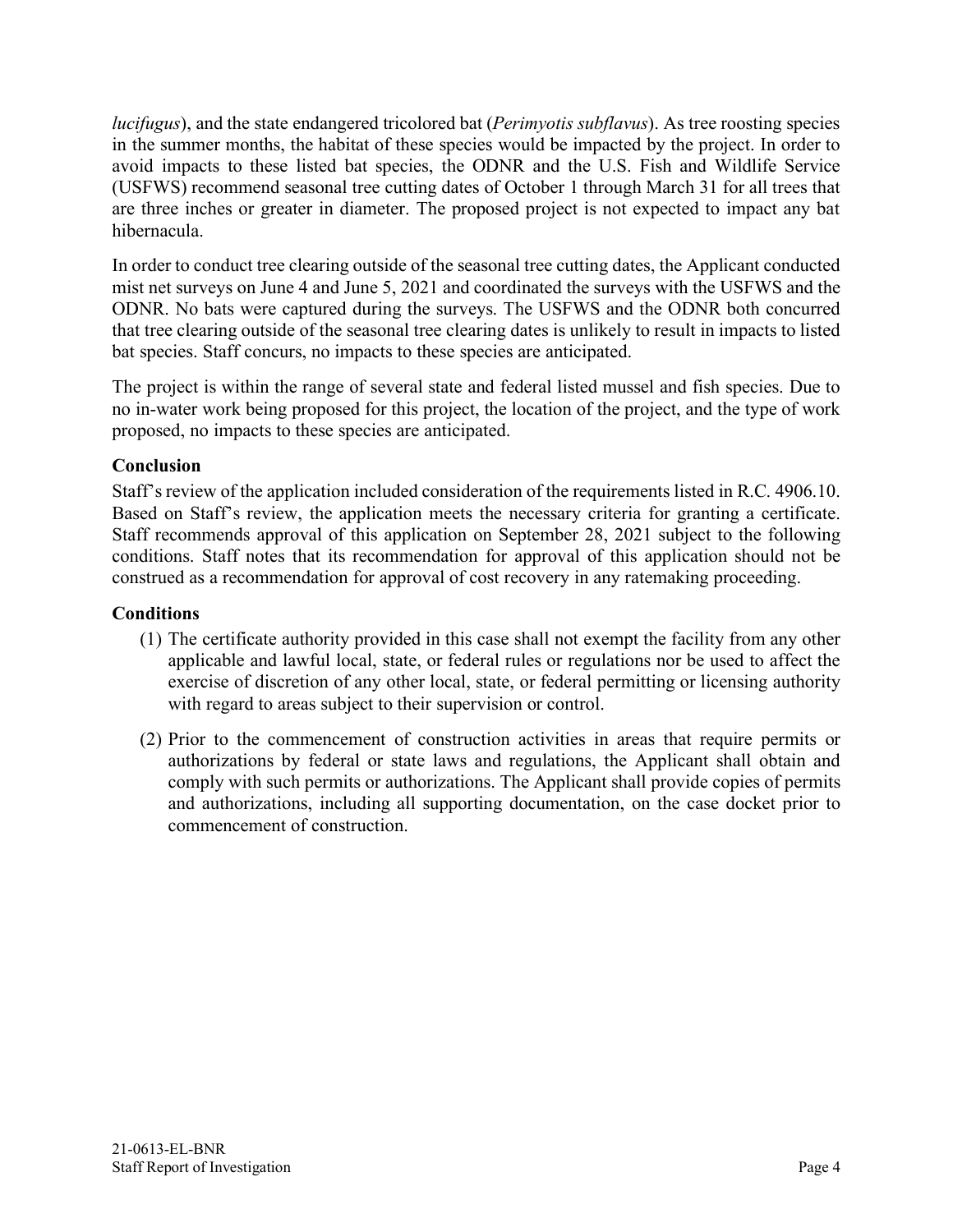*lucifugus*), and the state endangered tricolored bat (*Perimyotis subflavus*). As tree roosting species in the summer months, the habitat of these species would be impacted by the project. In order to avoid impacts to these listed bat species, the ODNR and the U.S. Fish and Wildlife Service (USFWS) recommend seasonal tree cutting dates of October 1 through March 31 for all trees that are three inches or greater in diameter. The proposed project is not expected to impact any bat hibernacula.

In order to conduct tree clearing outside of the seasonal tree cutting dates, the Applicant conducted mist net surveys on June 4 and June 5, 2021 and coordinated the surveys with the USFWS and the ODNR. No bats were captured during the surveys. The USFWS and the ODNR both concurred that tree clearing outside of the seasonal tree clearing dates is unlikely to result in impacts to listed bat species. Staff concurs, no impacts to these species are anticipated.

The project is within the range of several state and federal listed mussel and fish species. Due to no in-water work being proposed for this project, the location of the project, and the type of work proposed, no impacts to these species are anticipated.

**Conclusion**

Staff's review of the application included consideration of the requirements listed in R.C. 4906.10. Based on Staff's review, the application meets the necessary criteria for granting a certificate. Staff recommends approval of this application on September 28, 2021 subject to the following conditions. Staff notes that its recommendation for approval of this application should not be construed as a recommendation for approval of cost recovery in any ratemaking proceeding.

**Conditions**

(1) The certificate authority provided in this case shall not exempt the facility from any other applicable and lawful local, state, or federal rules or regulations nor be used to affect the exercise of discretion of any other local, state, or federal permitting or licensing authority with regard to areas subject to their supervision or control.

(2) Prior to the commencement of construction activities in areas that require permits or authorizations by federal or state laws and regulations, the Applicant shall obtain and comply with such permits or authorizations. The Applicant shall provide copies of permits and authorizations, including all supporting documentation, on the case docket prior to commencement of construction.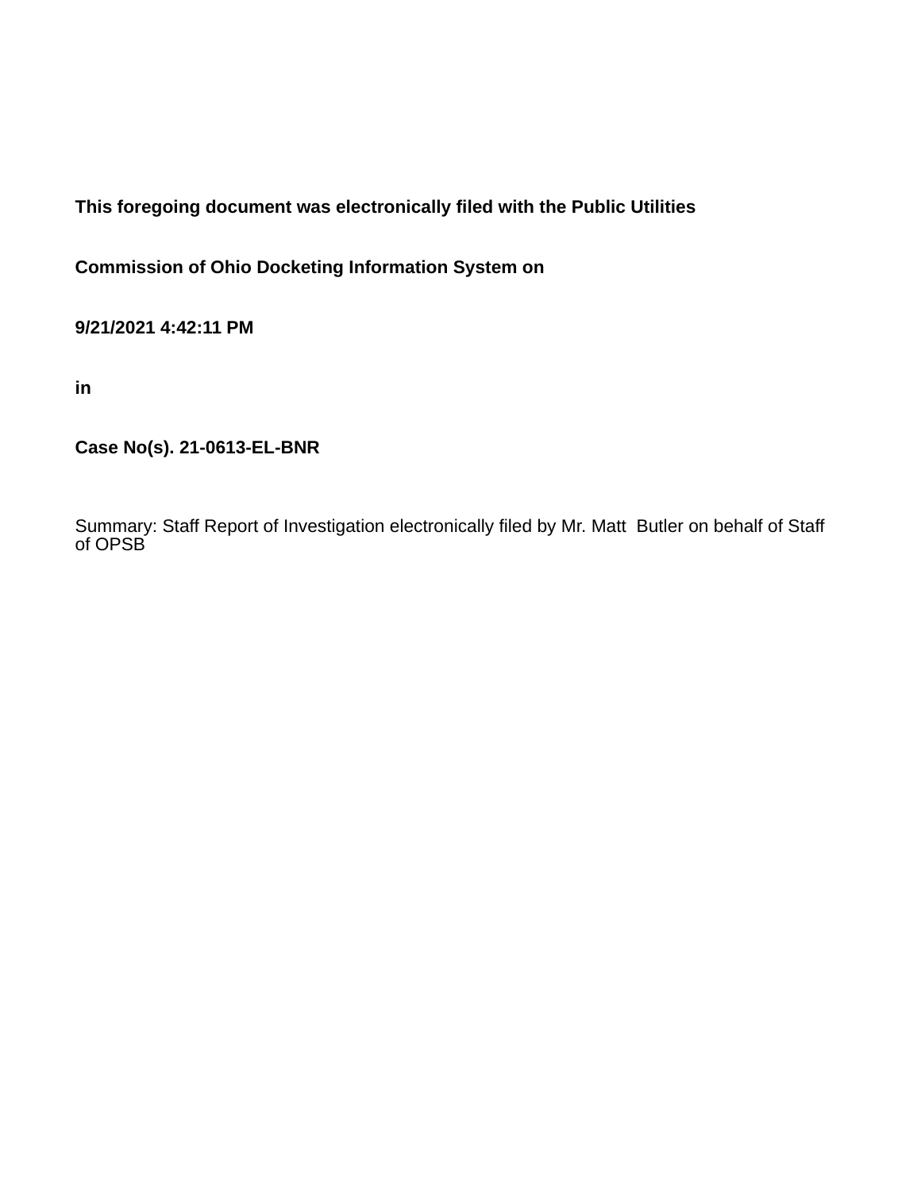**This foregoing document was electronically filed with the Public Utilities**

**Commission of Ohio Docketing Information System on**

**9/21/2021 4:42:11 PM**

**in**

**Case No(s). 21-0613-EL-BNR**

Summary: Staff Report of Investigation electronically filed by Mr. Matt Butler on behalf of Staff of OPSB